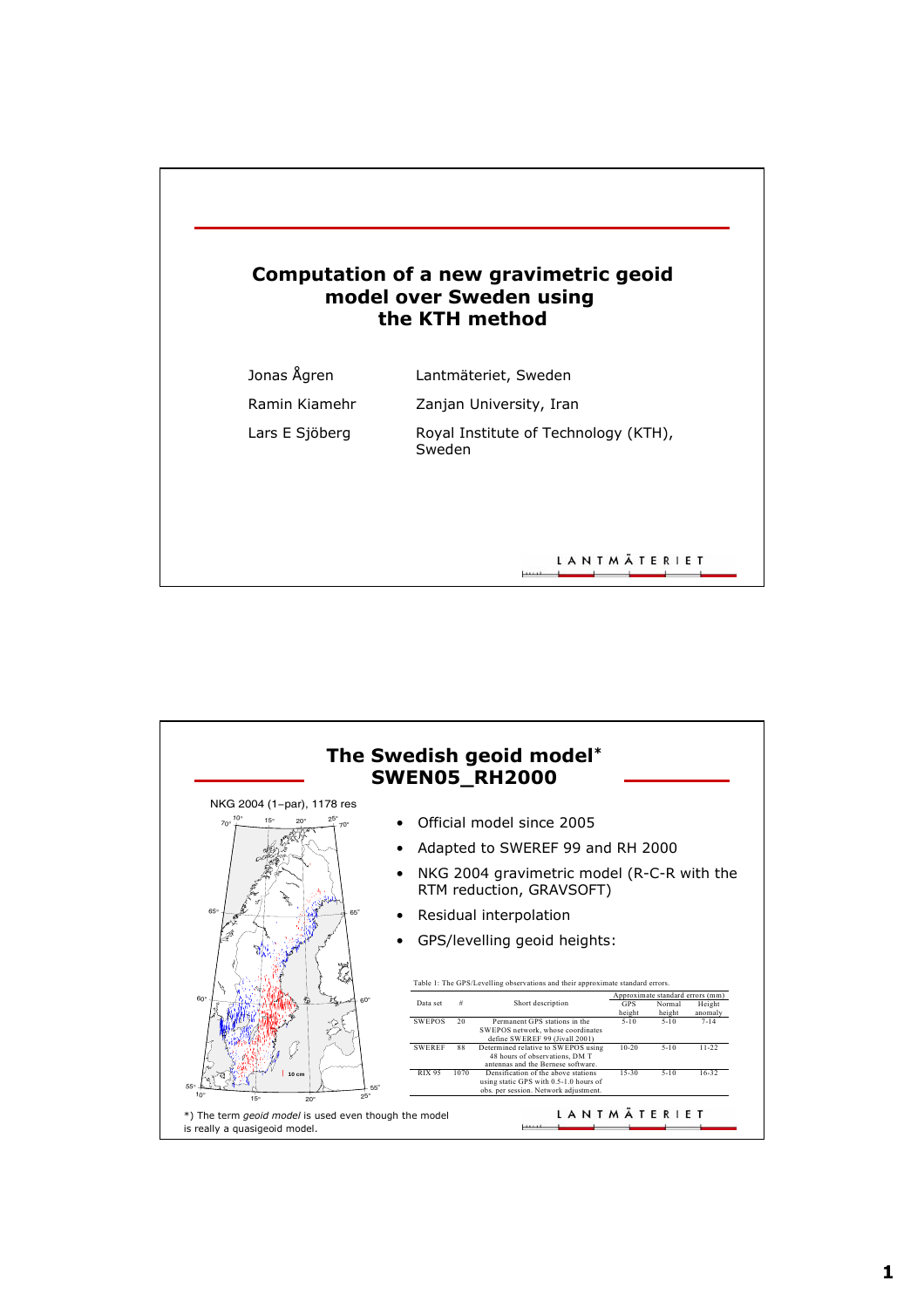# Computation of a new gravimetric geoid model over Sweden using the KTH method

| | |
|---|---|
| Jonas Ågren | Lantmäteriet, Sweden |
| Ramin Kiamehr | Zanjan University, Iran |
| Lars E Sjöberg | Royal Institute of Technology (KTH), Sweden |

## The Swedish geoid model* SWEN05_RH2000

NKG 2004 (1–par), 1178 res

- Official model since 2005
- Adapted to SWEREF 99 and RH 2000
- NKG 2004 gravimetric model (R-C-R with the RTM reduction, GRAVSOFT)
- Residual interpolation
- GPS/levelling geoid heights:

Table 1: The GPS/Levelling observations and their approximate standard errors.

| Data set | # | Short description | Approximate standard errors (mm) | | |
|---|---|---|---|---|---|
| | | | GPS height | Normal height | Height anomaly |
| SWEPOS | 20 | Permanent GPS stations in the SWEPOS network, whose coordinates define SWEREF 99 (Jivall 2001) | 5-10 | 5-10 | 7-14 |
| SWEREF | 88 | Determined relative to SWEPOS using 48 hours of observations, DM T antennas and the Bernese software. | 10-20 | 5-10 | 11-22 |
| RIX 95 | 1070 | Densification of the above stations using static GPS with 0.5-1.0 hours of obs. per session. Network adjustment. | 15-30 | 5-10 | 16-32 |

*) The term *geoid model* is used even though the model is really a quasigeoid model.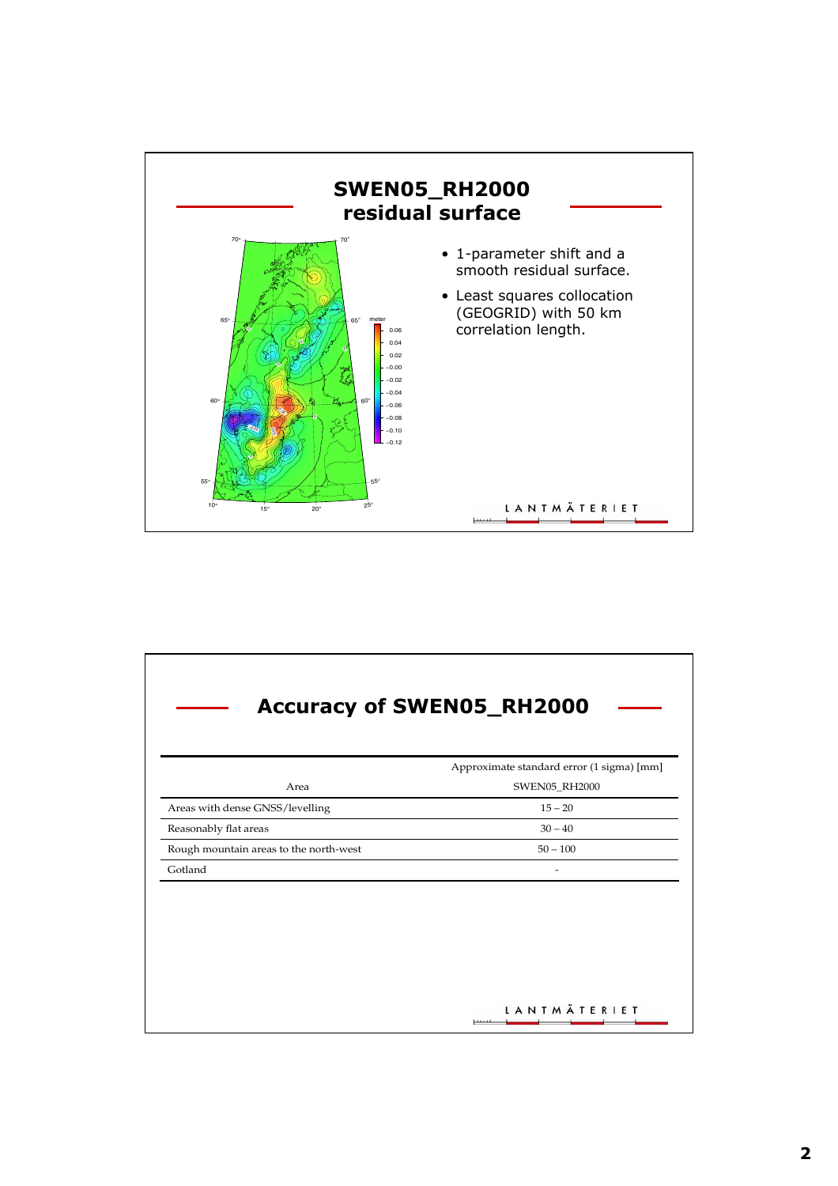## SWEN05_RH2000 residual surface

- 1-parameter shift and a smooth residual surface.
- Least squares collocation (GEOGRID) with 50 km correlation length.

## Accuracy of SWEN05_RH2000

| Area | Approximate standard error (1 sigma) [mm] SWEN05_RH2000 |
|---|---|
| Areas with dense GNSS/levelling | 15 – 20 |
| Reasonably flat areas | 30 – 40 |
| Rough mountain areas to the north-west | 50 – 100 |
| Gotland | - |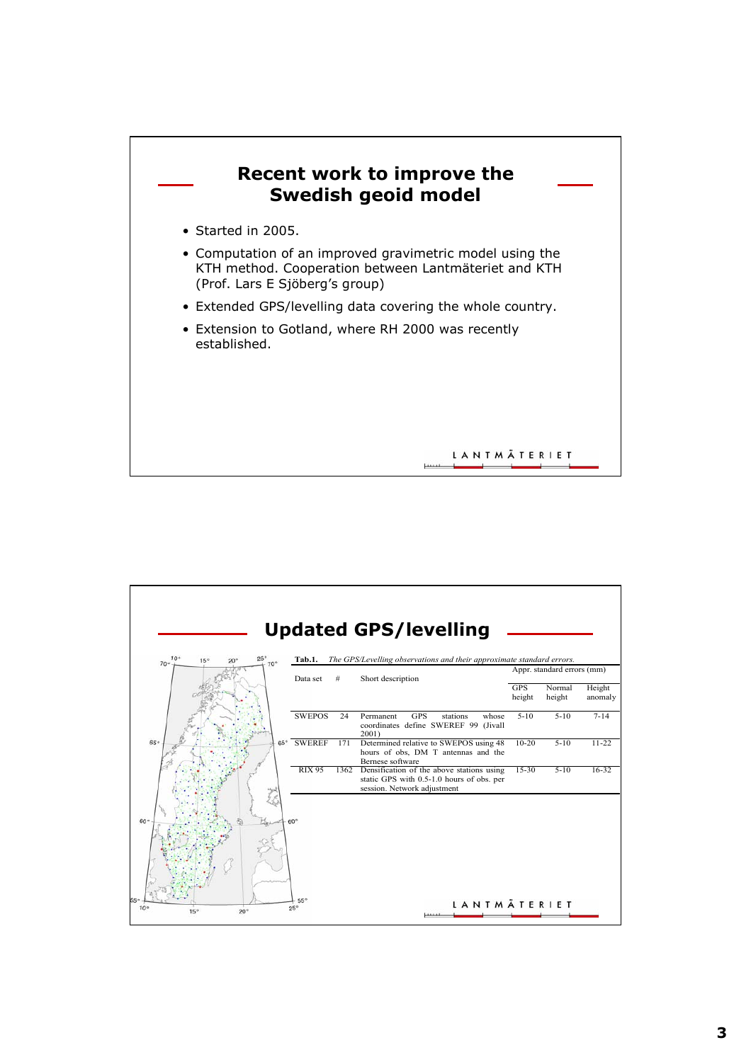# Recent work to improve the Swedish geoid model

- Started in 2005.
- Computation of an improved gravimetric model using the KTH method. Cooperation between Lantmäteriet and KTH (Prof. Lars E Sjöberg's group)
- Extended GPS/levelling data covering the whole country.
- Extension to Gotland, where RH 2000 was recently established.

# Updated GPS/levelling

**Tab.1.** *The GPS/Levelling observations and their approximate standard errors.*

| Data set | # | Short description | Appr. standard errors (mm) | | |
|---|---|---|---|---|---|
| | | | GPS height | Normal height | Height anomaly |
| SWEPOS | 24 | Permanent GPS stations whose coordinates define SWEREF 99 (Jivall 2001) | 5-10 | 5-10 | 7-14 |
| SWEREF | 171 | Determined relative to SWEPOS using 48 hours of obs, DM T antennas and the Bernese software | 10-20 | 5-10 | 11-22 |
| RIX 95 | 1362 | Densification of the above stations using static GPS with 0.5-1.0 hours of obs. per session. Network adjustment | 15-30 | 5-10 | 16-32 |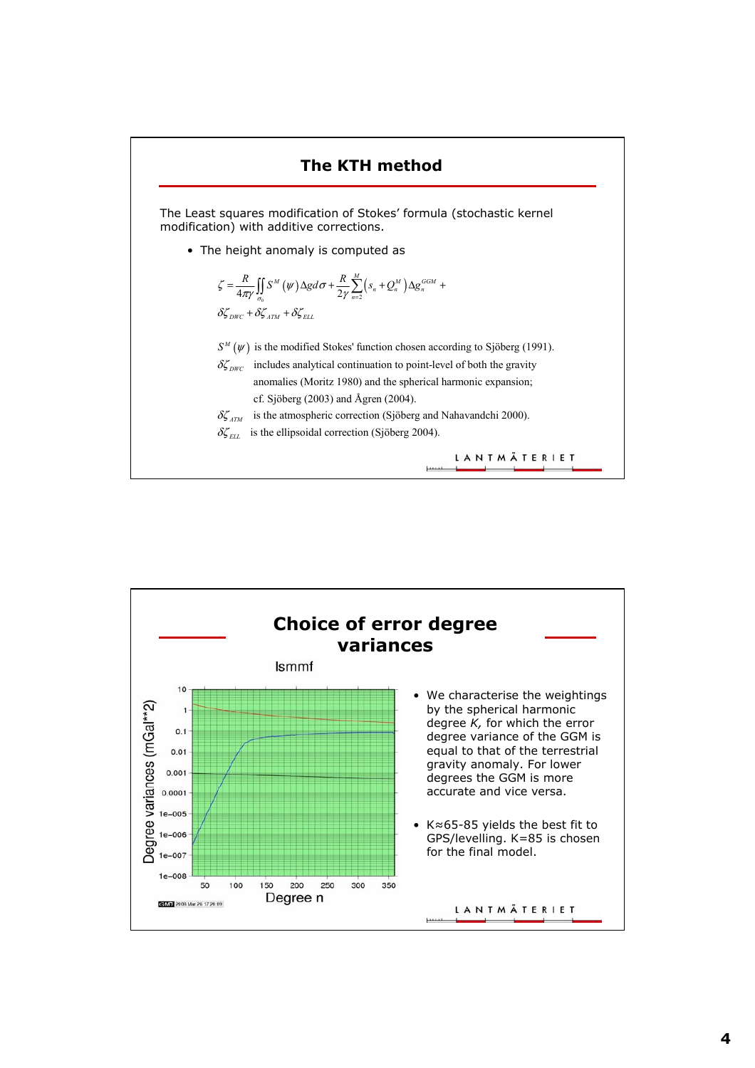## The KTH method

The Least squares modification of Stokes' formula (stochastic kernel modification) with additive corrections.

- The height anomaly is computed as

$$\zeta = \frac{R}{4\pi\gamma}\iint_{\sigma_0} S^M(\psi)\Delta g d\sigma + \frac{R}{2\gamma}\sum_{n=2}^{M}\left(s_n + Q_n^M\right)\Delta g_n^{GGM} +$$

$$\delta\zeta_{DWC} + \delta\zeta_{ATM} + \delta\zeta_{ELL}$$

$S^M(\psi)$ is the modified Stokes' function chosen according to Sjöberg (1991).

$\delta\zeta_{DWC}$ includes analytical continuation to point-level of both the gravity anomalies (Moritz 1980) and the spherical harmonic expansion; cf. Sjöberg (2003) and Ågren (2004).

$\delta\zeta_{ATM}$ is the atmospheric correction (Sjöberg and Nahavandchi 2000).

$\delta\zeta_{ELL}$ is the ellipsoidal correction (Sjöberg 2004).

LANTMÄTERIET

## Choice of error degree variances

lsmmf

Degree variances (mGal**2)

Degree n

- We characterise the weightings by the spherical harmonic degree *K,* for which the error degree variance of the GGM is equal to that of the terrestrial gravity anomaly. For lower degrees the GGM is more accurate and vice versa.
- K≈65-85 yields the best fit to GPS/levelling. K=85 is chosen for the final model.

LANTMÄTERIET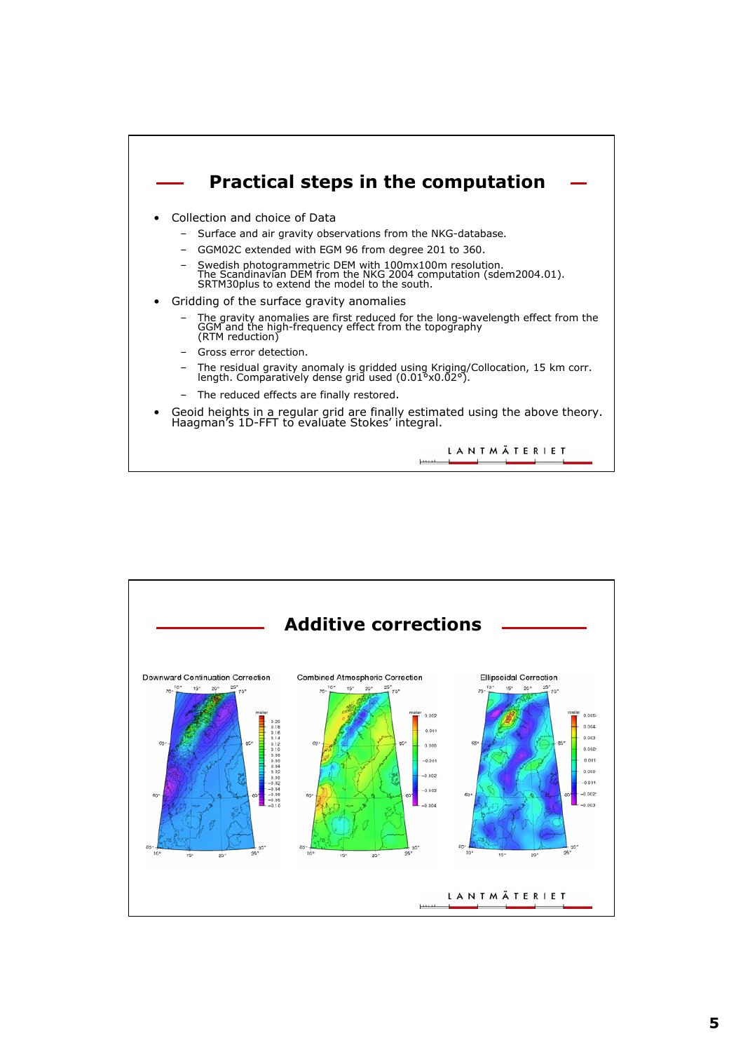## Practical steps in the computation

- Collection and choice of Data
  - Surface and air gravity observations from the NKG-database.
  - GGM02C extended with EGM 96 from degree 201 to 360.
  - Swedish photogrammetric DEM with 100mx100m resolution. The Scandinavian DEM from the NKG 2004 computation (sdem2004.01). SRTM30plus to extend the model to the south.
- Gridding of the surface gravity anomalies
  - The gravity anomalies are first reduced for the long-wavelength effect from the GGM and the high-frequency effect from the topography (RTM reduction)
  - Gross error detection.
  - The residual gravity anomaly is gridded using Kriging/Collocation, 15 km corr. length. Comparatively dense grid used (0.01°x0.02°).
  - The reduced effects are finally restored.
- Geoid heights in a regular grid are finally estimated using the above theory. Haagman's 1D-FFT to evaluate Stokes' integral.

LANTMÄTERIET

## Additive corrections

Downward Continuation Correction

Combined Atmospheric Correction

Ellipsoidal Correction

LANTMÄTERIET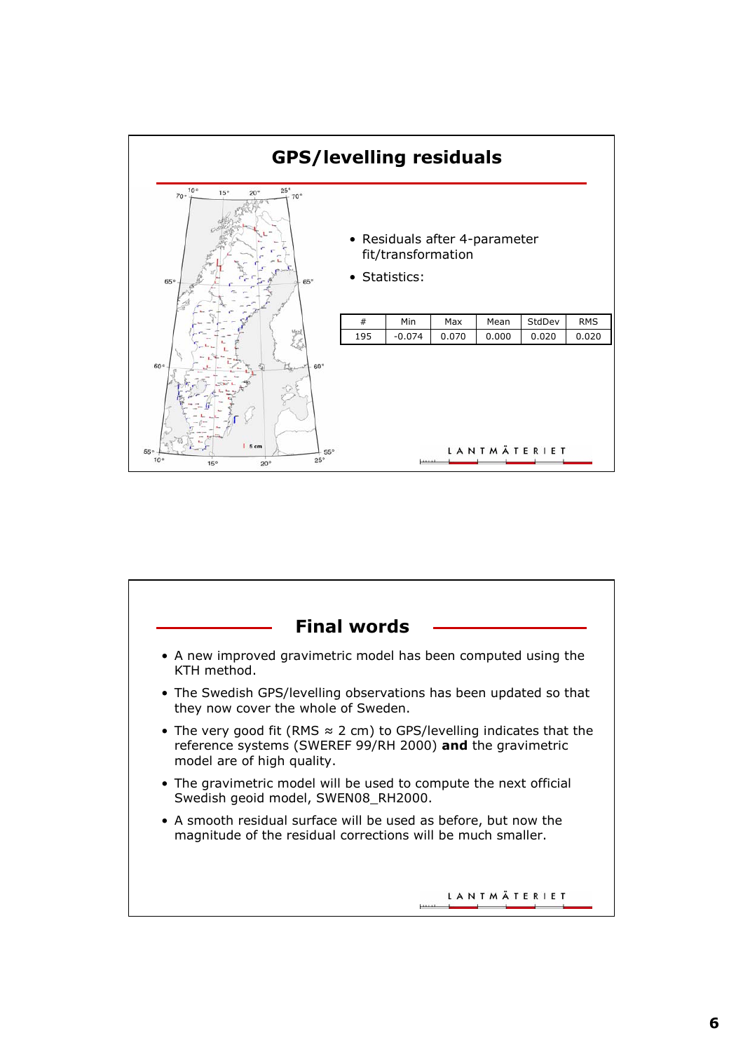## GPS/levelling residuals

70° 10° 15° 20° 25° 70°

65° 65°

60° 60°

55° 5 cm 55°

10° 15° 20° 25°

- Residuals after 4-parameter fit/transformation
- Statistics:

| # | Min | Max | Mean | StdDev | RMS |
|---|---|---|---|---|---|
| 195 | -0.074 | 0.070 | 0.000 | 0.020 | 0.020 |

LANTMÄTERIET

## Final words

- A new improved gravimetric model has been computed using the KTH method.
- The Swedish GPS/levelling observations has been updated so that they now cover the whole of Sweden.
- The very good fit (RMS ≈ 2 cm) to GPS/levelling indicates that the reference systems (SWEREF 99/RH 2000) **and** the gravimetric model are of high quality.
- The gravimetric model will be used to compute the next official Swedish geoid model, SWEN08_RH2000.
- A smooth residual surface will be used as before, but now the magnitude of the residual corrections will be much smaller.

LANTMÄTERIET